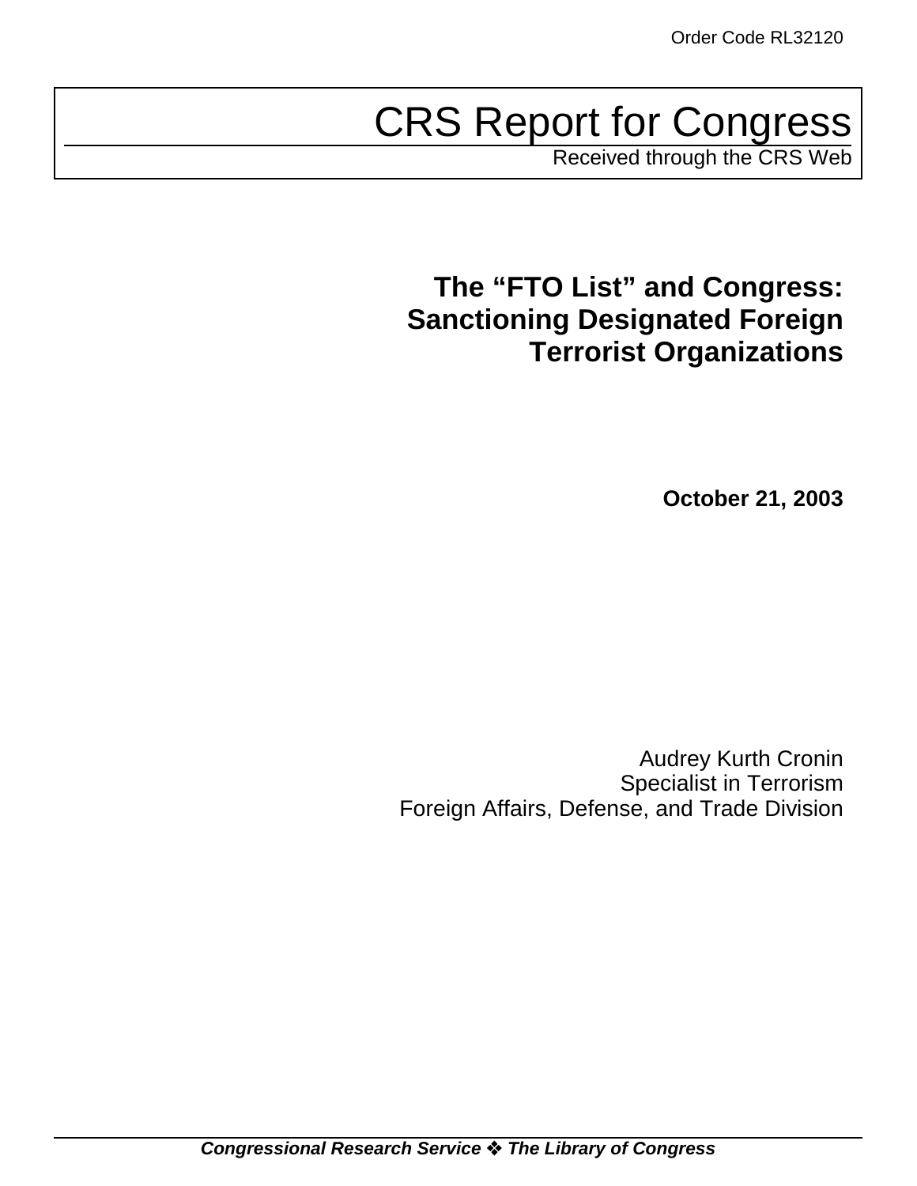Order Code RL32120

# CRS Report for Congress

Received through the CRS Web

## The "FTO List" and Congress: Sanctioning Designated Foreign Terrorist Organizations

**October 21, 2003**

Audrey Kurth Cronin
Specialist in Terrorism
Foreign Affairs, Defense, and Trade Division

***Congressional Research Service ❖ The Library of Congress***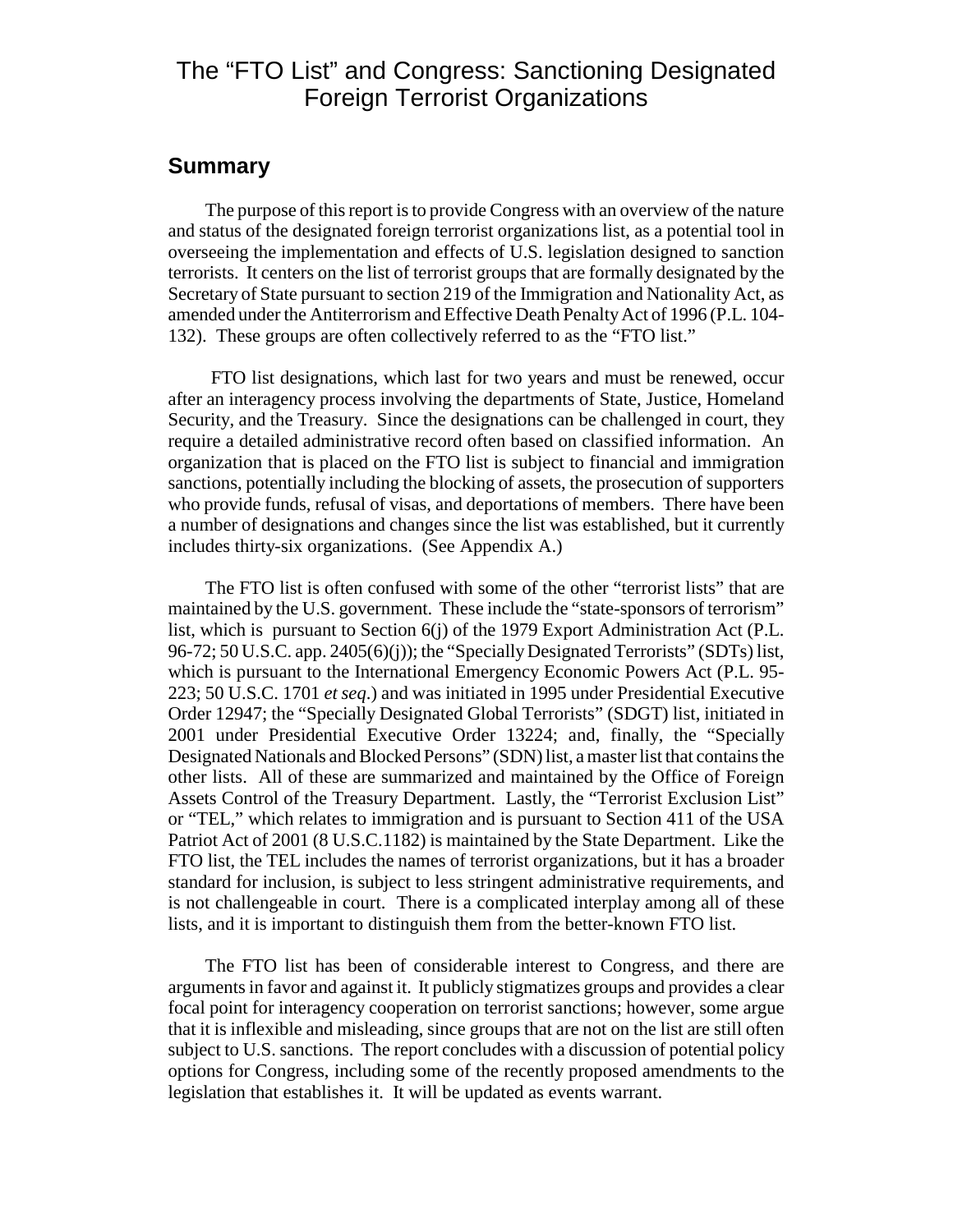# The "FTO List" and Congress: Sanctioning Designated Foreign Terrorist Organizations

## Summary

The purpose of this report is to provide Congress with an overview of the nature and status of the designated foreign terrorist organizations list, as a potential tool in overseeing the implementation and effects of U.S. legislation designed to sanction terrorists. It centers on the list of terrorist groups that are formally designated by the Secretary of State pursuant to section 219 of the Immigration and Nationality Act, as amended under the Antiterrorism and Effective Death Penalty Act of 1996 (P.L. 104-132). These groups are often collectively referred to as the "FTO list."

FTO list designations, which last for two years and must be renewed, occur after an interagency process involving the departments of State, Justice, Homeland Security, and the Treasury. Since the designations can be challenged in court, they require a detailed administrative record often based on classified information. An organization that is placed on the FTO list is subject to financial and immigration sanctions, potentially including the blocking of assets, the prosecution of supporters who provide funds, refusal of visas, and deportations of members. There have been a number of designations and changes since the list was established, but it currently includes thirty-six organizations. (See Appendix A.)

The FTO list is often confused with some of the other "terrorist lists" that are maintained by the U.S. government. These include the "state-sponsors of terrorism" list, which is pursuant to Section 6(j) of the 1979 Export Administration Act (P.L. 96-72; 50 U.S.C. app. 2405(6)(j)); the "Specially Designated Terrorists" (SDTs) list, which is pursuant to the International Emergency Economic Powers Act (P.L. 95-223; 50 U.S.C. 1701 *et seq.*) and was initiated in 1995 under Presidential Executive Order 12947; the "Specially Designated Global Terrorists" (SDGT) list, initiated in 2001 under Presidential Executive Order 13224; and, finally, the "Specially Designated Nationals and Blocked Persons" (SDN) list, a master list that contains the other lists. All of these are summarized and maintained by the Office of Foreign Assets Control of the Treasury Department. Lastly, the "Terrorist Exclusion List" or "TEL," which relates to immigration and is pursuant to Section 411 of the USA Patriot Act of 2001 (8 U.S.C.1182) is maintained by the State Department. Like the FTO list, the TEL includes the names of terrorist organizations, but it has a broader standard for inclusion, is subject to less stringent administrative requirements, and is not challengeable in court. There is a complicated interplay among all of these lists, and it is important to distinguish them from the better-known FTO list.

The FTO list has been of considerable interest to Congress, and there are arguments in favor and against it. It publicly stigmatizes groups and provides a clear focal point for interagency cooperation on terrorist sanctions; however, some argue that it is inflexible and misleading, since groups that are not on the list are still often subject to U.S. sanctions. The report concludes with a discussion of potential policy options for Congress, including some of the recently proposed amendments to the legislation that establishes it. It will be updated as events warrant.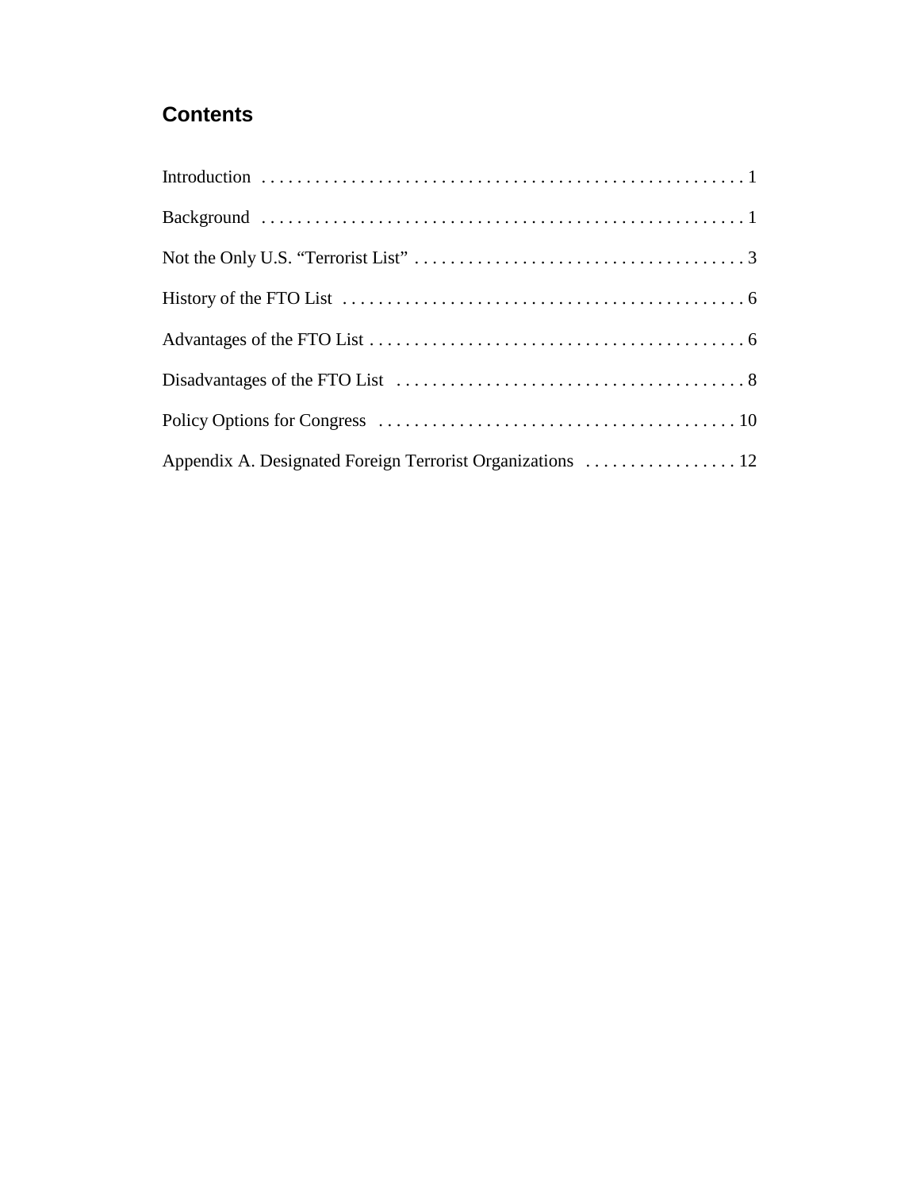## Contents

Introduction . . . . . . . . . . . . . . . . . . . . . . . . . . . . . . . . . . . . . . . . . . . . . . . . . . . . . 1

Background . . . . . . . . . . . . . . . . . . . . . . . . . . . . . . . . . . . . . . . . . . . . . . . . . . . . . 1

Not the Only U.S. "Terrorist List" . . . . . . . . . . . . . . . . . . . . . . . . . . . . . . . . . . . . . 3

History of the FTO List . . . . . . . . . . . . . . . . . . . . . . . . . . . . . . . . . . . . . . . . . . . . . 6

Advantages of the FTO List . . . . . . . . . . . . . . . . . . . . . . . . . . . . . . . . . . . . . . . . . . 6

Disadvantages of the FTO List . . . . . . . . . . . . . . . . . . . . . . . . . . . . . . . . . . . . . . . 8

Policy Options for Congress . . . . . . . . . . . . . . . . . . . . . . . . . . . . . . . . . . . . . . . . 10

Appendix A. Designated Foreign Terrorist Organizations . . . . . . . . . . . . . . . . . 12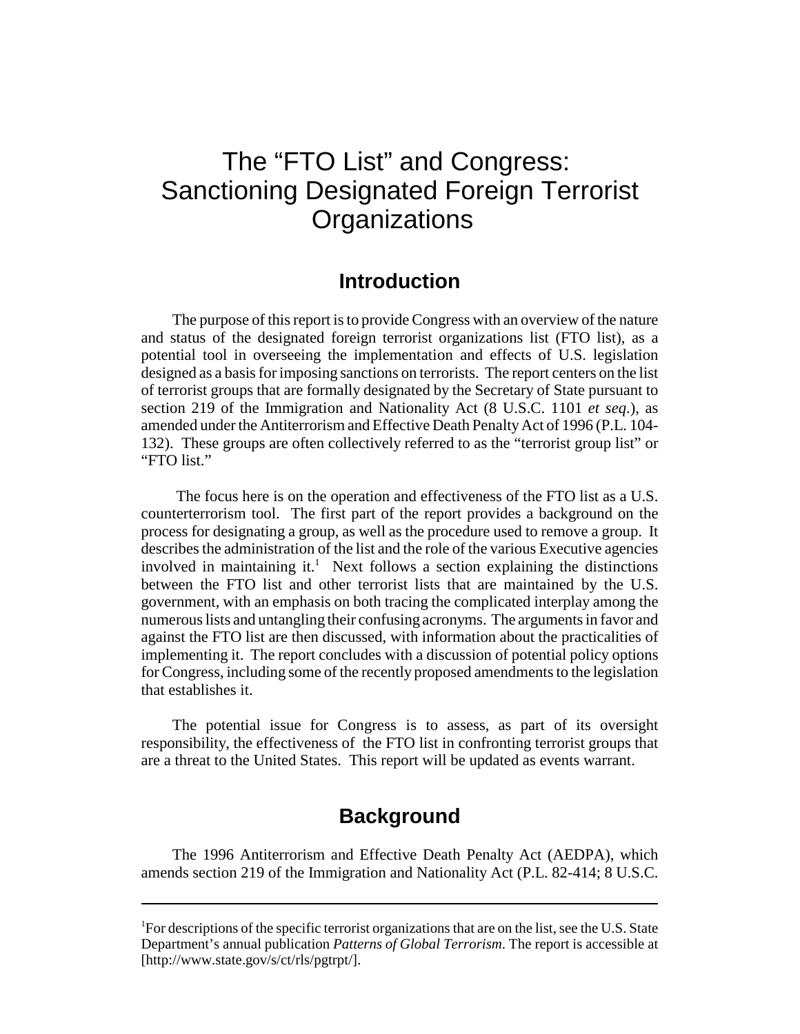# The "FTO List" and Congress: Sanctioning Designated Foreign Terrorist Organizations

## Introduction

The purpose of this report is to provide Congress with an overview of the nature and status of the designated foreign terrorist organizations list (FTO list), as a potential tool in overseeing the implementation and effects of U.S. legislation designed as a basis for imposing sanctions on terrorists. The report centers on the list of terrorist groups that are formally designated by the Secretary of State pursuant to section 219 of the Immigration and Nationality Act (8 U.S.C. 1101 *et seq.*), as amended under the Antiterrorism and Effective Death Penalty Act of 1996 (P.L. 104-132). These groups are often collectively referred to as the "terrorist group list" or "FTO list."

The focus here is on the operation and effectiveness of the FTO list as a U.S. counterterrorism tool. The first part of the report provides a background on the process for designating a group, as well as the procedure used to remove a group. It describes the administration of the list and the role of the various Executive agencies involved in maintaining it.[1] Next follows a section explaining the distinctions between the FTO list and other terrorist lists that are maintained by the U.S. government, with an emphasis on both tracing the complicated interplay among the numerous lists and untangling their confusing acronyms. The arguments in favor and against the FTO list are then discussed, with information about the practicalities of implementing it. The report concludes with a discussion of potential policy options for Congress, including some of the recently proposed amendments to the legislation that establishes it.

The potential issue for Congress is to assess, as part of its oversight responsibility, the effectiveness of the FTO list in confronting terrorist groups that are a threat to the United States. This report will be updated as events warrant.

## Background

The 1996 Antiterrorism and Effective Death Penalty Act (AEDPA), which amends section 219 of the Immigration and Nationality Act (P.L. 82-414; 8 U.S.C.

---

[1] For descriptions of the specific terrorist organizations that are on the list, see the U.S. State Department's annual publication *Patterns of Global Terrorism*. The report is accessible at [http://www.state.gov/s/ct/rls/pgtrpt/].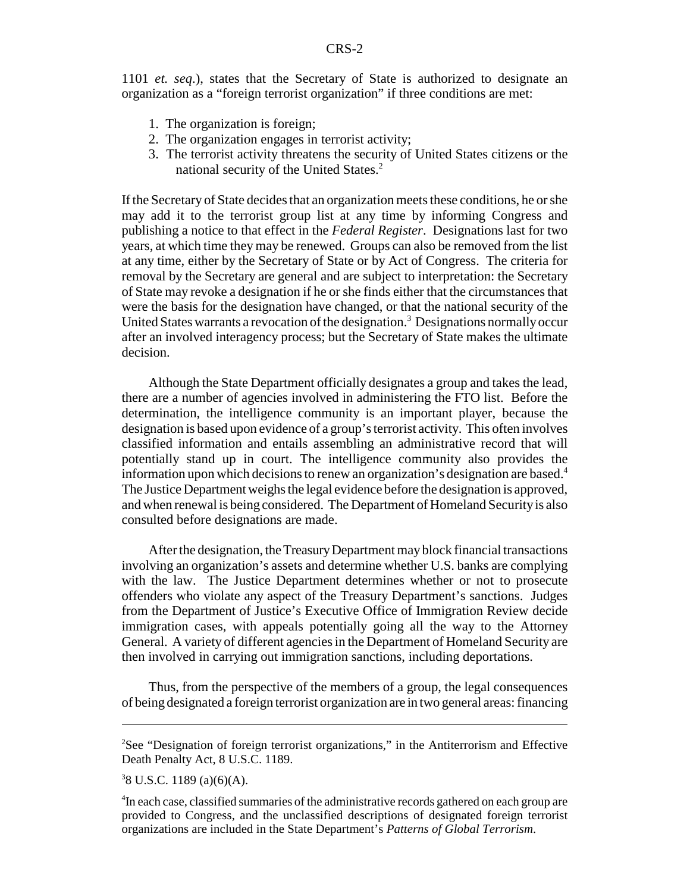1101 *et. seq.*), states that the Secretary of State is authorized to designate an organization as a "foreign terrorist organization" if three conditions are met:

1. The organization is foreign;
2. The organization engages in terrorist activity;
3. The terrorist activity threatens the security of United States citizens or the national security of the United States.[2]

If the Secretary of State decides that an organization meets these conditions, he or she may add it to the terrorist group list at any time by informing Congress and publishing a notice to that effect in the *Federal Register*. Designations last for two years, at which time they may be renewed. Groups can also be removed from the list at any time, either by the Secretary of State or by Act of Congress. The criteria for removal by the Secretary are general and are subject to interpretation: the Secretary of State may revoke a designation if he or she finds either that the circumstances that were the basis for the designation have changed, or that the national security of the United States warrants a revocation of the designation.[3] Designations normally occur after an involved interagency process; but the Secretary of State makes the ultimate decision.

Although the State Department officially designates a group and takes the lead, there are a number of agencies involved in administering the FTO list. Before the determination, the intelligence community is an important player, because the designation is based upon evidence of a group's terrorist activity. This often involves classified information and entails assembling an administrative record that will potentially stand up in court. The intelligence community also provides the information upon which decisions to renew an organization's designation are based.[4] The Justice Department weighs the legal evidence before the designation is approved, and when renewal is being considered. The Department of Homeland Security is also consulted before designations are made.

After the designation, the Treasury Department may block financial transactions involving an organization's assets and determine whether U.S. banks are complying with the law. The Justice Department determines whether or not to prosecute offenders who violate any aspect of the Treasury Department's sanctions. Judges from the Department of Justice's Executive Office of Immigration Review decide immigration cases, with appeals potentially going all the way to the Attorney General. A variety of different agencies in the Department of Homeland Security are then involved in carrying out immigration sanctions, including deportations.

Thus, from the perspective of the members of a group, the legal consequences of being designated a foreign terrorist organization are in two general areas: financing

---

[2]See "Designation of foreign terrorist organizations," in the Antiterrorism and Effective Death Penalty Act, 8 U.S.C. 1189.

[3]8 U.S.C. 1189 (a)(6)(A).

[4]In each case, classified summaries of the administrative records gathered on each group are provided to Congress, and the unclassified descriptions of designated foreign terrorist organizations are included in the State Department's *Patterns of Global Terrorism*.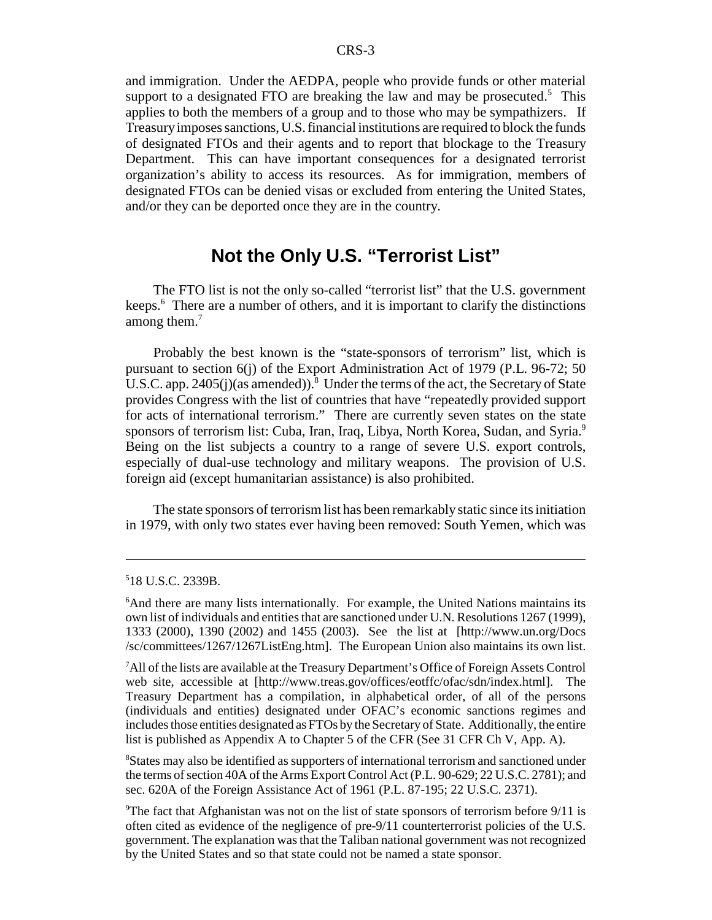and immigration. Under the AEDPA, people who provide funds or other material support to a designated FTO are breaking the law and may be prosecuted.[5] This applies to both the members of a group and to those who may be sympathizers. If Treasury imposes sanctions, U.S. financial institutions are required to block the funds of designated FTOs and their agents and to report that blockage to the Treasury Department. This can have important consequences for a designated terrorist organization's ability to access its resources. As for immigration, members of designated FTOs can be denied visas or excluded from entering the United States, and/or they can be deported once they are in the country.

## Not the Only U.S. "Terrorist List"

The FTO list is not the only so-called "terrorist list" that the U.S. government keeps.[6] There are a number of others, and it is important to clarify the distinctions among them.[7]

Probably the best known is the "state-sponsors of terrorism" list, which is pursuant to section 6(j) of the Export Administration Act of 1979 (P.L. 96-72; 50 U.S.C. app. 2405(j)(as amended)).[8] Under the terms of the act, the Secretary of State provides Congress with the list of countries that have "repeatedly provided support for acts of international terrorism." There are currently seven states on the state sponsors of terrorism list: Cuba, Iran, Iraq, Libya, North Korea, Sudan, and Syria.[9] Being on the list subjects a country to a range of severe U.S. export controls, especially of dual-use technology and military weapons. The provision of U.S. foreign aid (except humanitarian assistance) is also prohibited.

The state sponsors of terrorism list has been remarkably static since its initiation in 1979, with only two states ever having been removed: South Yemen, which was

---

[5] 18 U.S.C. 2339B.

[6] And there are many lists internationally. For example, the United Nations maintains its own list of individuals and entities that are sanctioned under U.N. Resolutions 1267 (1999), 1333 (2000), 1390 (2002) and 1455 (2003). See the list at [http://www.un.org/Docs/sc/committees/1267/1267ListEng.htm]. The European Union also maintains its own list.

[7] All of the lists are available at the Treasury Department's Office of Foreign Assets Control web site, accessible at [http://www.treas.gov/offices/eotffc/ofac/sdn/index.html]. The Treasury Department has a compilation, in alphabetical order, of all of the persons (individuals and entities) designated under OFAC's economic sanctions regimes and includes those entities designated as FTOs by the Secretary of State. Additionally, the entire list is published as Appendix A to Chapter 5 of the CFR (See 31 CFR Ch V, App. A).

[8] States may also be identified as supporters of international terrorism and sanctioned under the terms of section 40A of the Arms Export Control Act (P.L. 90-629; 22 U.S.C. 2781); and sec. 620A of the Foreign Assistance Act of 1961 (P.L. 87-195; 22 U.S.C. 2371).

[9] The fact that Afghanistan was not on the list of state sponsors of terrorism before 9/11 is often cited as evidence of the negligence of pre-9/11 counterterrorist policies of the U.S. government. The explanation was that the Taliban national government was not recognized by the United States and so that state could not be named a state sponsor.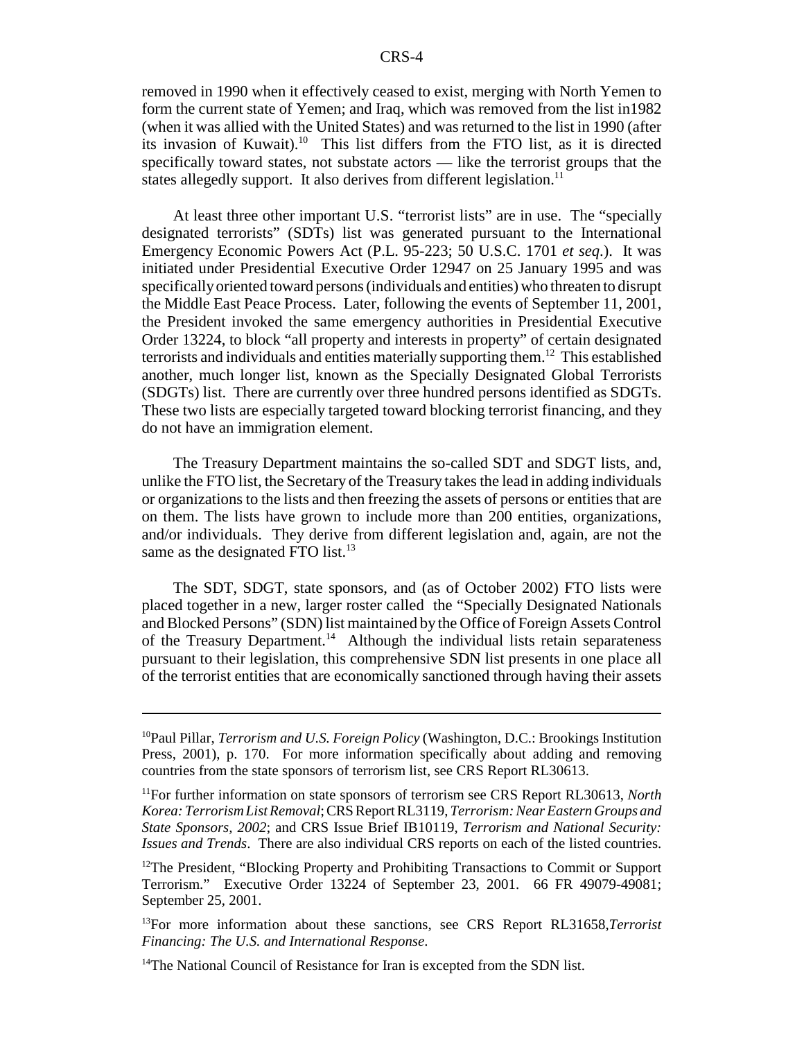removed in 1990 when it effectively ceased to exist, merging with North Yemen to form the current state of Yemen; and Iraq, which was removed from the list in1982 (when it was allied with the United States) and was returned to the list in 1990 (after its invasion of Kuwait).[10] This list differs from the FTO list, as it is directed specifically toward states, not substate actors — like the terrorist groups that the states allegedly support. It also derives from different legislation.[11]

At least three other important U.S. "terrorist lists" are in use. The "specially designated terrorists" (SDTs) list was generated pursuant to the International Emergency Economic Powers Act (P.L. 95-223; 50 U.S.C. 1701 *et seq.*). It was initiated under Presidential Executive Order 12947 on 25 January 1995 and was specifically oriented toward persons (individuals and entities) who threaten to disrupt the Middle East Peace Process. Later, following the events of September 11, 2001, the President invoked the same emergency authorities in Presidential Executive Order 13224, to block "all property and interests in property" of certain designated terrorists and individuals and entities materially supporting them.[12] This established another, much longer list, known as the Specially Designated Global Terrorists (SDGTs) list. There are currently over three hundred persons identified as SDGTs. These two lists are especially targeted toward blocking terrorist financing, and they do not have an immigration element.

The Treasury Department maintains the so-called SDT and SDGT lists, and, unlike the FTO list, the Secretary of the Treasury takes the lead in adding individuals or organizations to the lists and then freezing the assets of persons or entities that are on them. The lists have grown to include more than 200 entities, organizations, and/or individuals. They derive from different legislation and, again, are not the same as the designated FTO list.[13]

The SDT, SDGT, state sponsors, and (as of October 2002) FTO lists were placed together in a new, larger roster called the "Specially Designated Nationals and Blocked Persons" (SDN) list maintained by the Office of Foreign Assets Control of the Treasury Department.[14] Although the individual lists retain separateness pursuant to their legislation, this comprehensive SDN list presents in one place all of the terrorist entities that are economically sanctioned through having their assets

---

[10] Paul Pillar, *Terrorism and U.S. Foreign Policy* (Washington, D.C.: Brookings Institution Press, 2001), p. 170. For more information specifically about adding and removing countries from the state sponsors of terrorism list, see CRS Report RL30613.

[11] For further information on state sponsors of terrorism see CRS Report RL30613, *North Korea: Terrorism List Removal*; CRS Report RL3119, *Terrorism: Near Eastern Groups and State Sponsors, 2002*; and CRS Issue Brief IB10119, *Terrorism and National Security: Issues and Trends*. There are also individual CRS reports on each of the listed countries.

[12] The President, "Blocking Property and Prohibiting Transactions to Commit or Support Terrorism." Executive Order 13224 of September 23, 2001. 66 FR 49079-49081; September 25, 2001.

[13] For more information about these sanctions, see CRS Report RL31658, *Terrorist Financing: The U.S. and International Response*.

[14] The National Council of Resistance for Iran is excepted from the SDN list.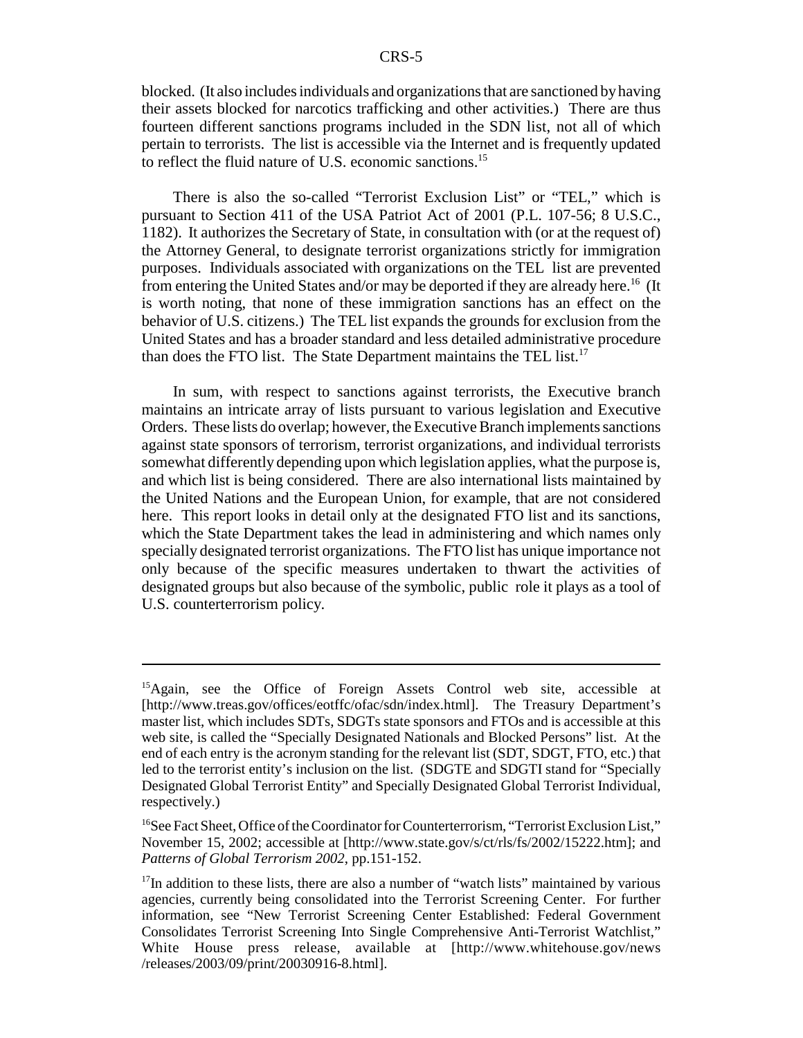blocked. (It also includes individuals and organizations that are sanctioned by having their assets blocked for narcotics trafficking and other activities.) There are thus fourteen different sanctions programs included in the SDN list, not all of which pertain to terrorists. The list is accessible via the Internet and is frequently updated to reflect the fluid nature of U.S. economic sanctions.[15]

There is also the so-called "Terrorist Exclusion List" or "TEL," which is pursuant to Section 411 of the USA Patriot Act of 2001 (P.L. 107-56; 8 U.S.C., 1182). It authorizes the Secretary of State, in consultation with (or at the request of) the Attorney General, to designate terrorist organizations strictly for immigration purposes. Individuals associated with organizations on the TEL list are prevented from entering the United States and/or may be deported if they are already here.[16] (It is worth noting, that none of these immigration sanctions has an effect on the behavior of U.S. citizens.) The TEL list expands the grounds for exclusion from the United States and has a broader standard and less detailed administrative procedure than does the FTO list. The State Department maintains the TEL list.[17]

In sum, with respect to sanctions against terrorists, the Executive branch maintains an intricate array of lists pursuant to various legislation and Executive Orders. These lists do overlap; however, the Executive Branch implements sanctions against state sponsors of terrorism, terrorist organizations, and individual terrorists somewhat differently depending upon which legislation applies, what the purpose is, and which list is being considered. There are also international lists maintained by the United Nations and the European Union, for example, that are not considered here. This report looks in detail only at the designated FTO list and its sanctions, which the State Department takes the lead in administering and which names only specially designated terrorist organizations. The FTO list has unique importance not only because of the specific measures undertaken to thwart the activities of designated groups but also because of the symbolic, public role it plays as a tool of U.S. counterterrorism policy.

---

[15]Again, see the Office of Foreign Assets Control web site, accessible at [http://www.treas.gov/offices/eotffc/ofac/sdn/index.html]. The Treasury Department's master list, which includes SDTs, SDGTs state sponsors and FTOs and is accessible at this web site, is called the "Specially Designated Nationals and Blocked Persons" list. At the end of each entry is the acronym standing for the relevant list (SDT, SDGT, FTO, etc.) that led to the terrorist entity's inclusion on the list. (SDGTE and SDGTI stand for "Specially Designated Global Terrorist Entity" and Specially Designated Global Terrorist Individual, respectively.)

[16]See Fact Sheet, Office of the Coordinator for Counterterrorism, "Terrorist Exclusion List," November 15, 2002; accessible at [http://www.state.gov/s/ct/rls/fs/2002/15222.htm]; and *Patterns of Global Terrorism 2002*, pp.151-152.

[17]In addition to these lists, there are also a number of "watch lists" maintained by various agencies, currently being consolidated into the Terrorist Screening Center. For further information, see "New Terrorist Screening Center Established: Federal Government Consolidates Terrorist Screening Into Single Comprehensive Anti-Terrorist Watchlist," White House press release, available at [http://www.whitehouse.gov/news/releases/2003/09/print/20030916-8.html].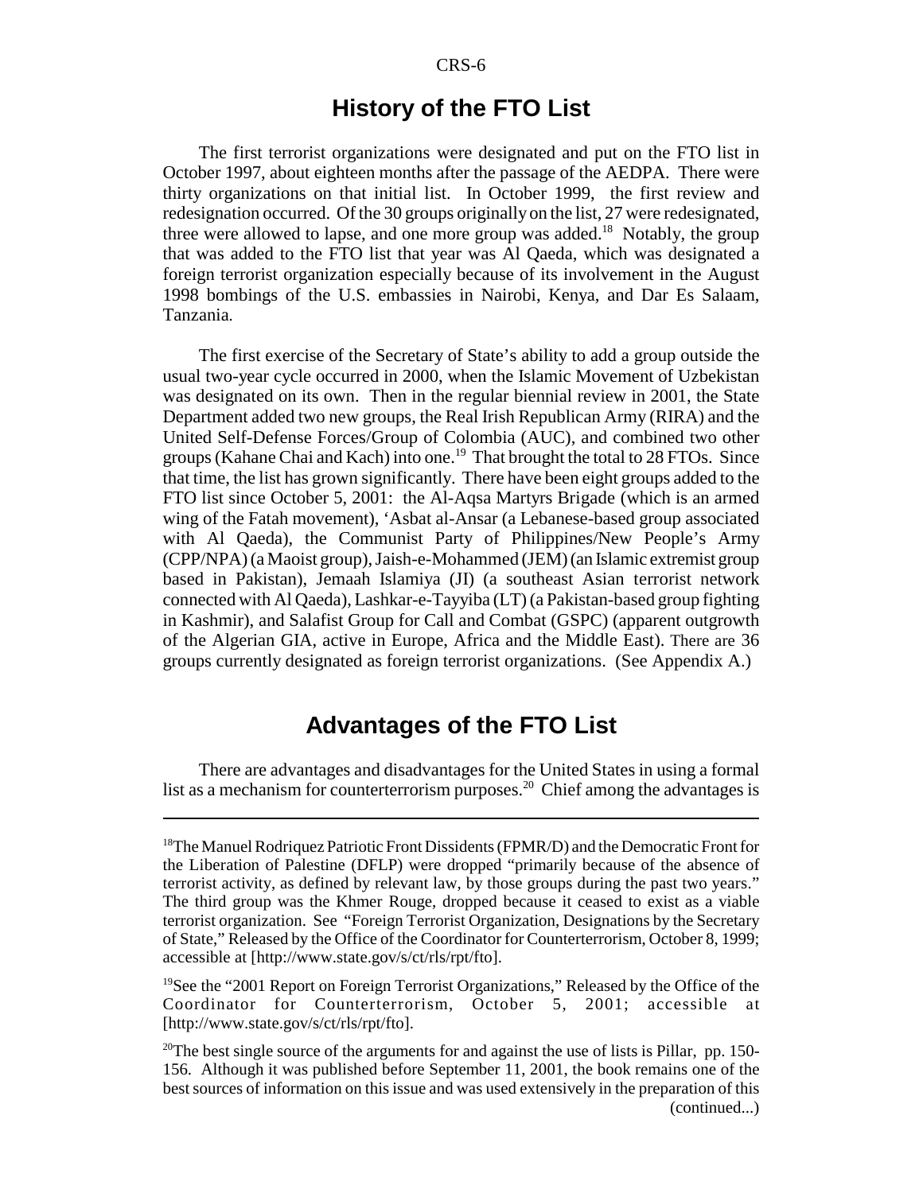## History of the FTO List

The first terrorist organizations were designated and put on the FTO list in October 1997, about eighteen months after the passage of the AEDPA. There were thirty organizations on that initial list. In October 1999, the first review and redesignation occurred. Of the 30 groups originally on the list, 27 were redesignated, three were allowed to lapse, and one more group was added.[18] Notably, the group that was added to the FTO list that year was Al Qaeda, which was designated a foreign terrorist organization especially because of its involvement in the August 1998 bombings of the U.S. embassies in Nairobi, Kenya, and Dar Es Salaam, Tanzania.

The first exercise of the Secretary of State's ability to add a group outside the usual two-year cycle occurred in 2000, when the Islamic Movement of Uzbekistan was designated on its own. Then in the regular biennial review in 2001, the State Department added two new groups, the Real Irish Republican Army (RIRA) and the United Self-Defense Forces/Group of Colombia (AUC), and combined two other groups (Kahane Chai and Kach) into one.[19] That brought the total to 28 FTOs. Since that time, the list has grown significantly. There have been eight groups added to the FTO list since October 5, 2001: the Al-Aqsa Martyrs Brigade (which is an armed wing of the Fatah movement), 'Asbat al-Ansar (a Lebanese-based group associated with Al Qaeda), the Communist Party of Philippines/New People's Army (CPP/NPA) (a Maoist group), Jaish-e-Mohammed (JEM) (an Islamic extremist group based in Pakistan), Jemaah Islamiya (JI) (a southeast Asian terrorist network connected with Al Qaeda), Lashkar-e-Tayyiba (LT) (a Pakistan-based group fighting in Kashmir), and Salafist Group for Call and Combat (GSPC) (apparent outgrowth of the Algerian GIA, active in Europe, Africa and the Middle East). There are 36 groups currently designated as foreign terrorist organizations. (See Appendix A.)

## Advantages of the FTO List

There are advantages and disadvantages for the United States in using a formal list as a mechanism for counterterrorism purposes.[20] Chief among the advantages is

---

[18]The Manuel Rodriquez Patriotic Front Dissidents (FPMR/D) and the Democratic Front for the Liberation of Palestine (DFLP) were dropped "primarily because of the absence of terrorist activity, as defined by relevant law, by those groups during the past two years." The third group was the Khmer Rouge, dropped because it ceased to exist as a viable terrorist organization. See "Foreign Terrorist Organization, Designations by the Secretary of State," Released by the Office of the Coordinator for Counterterrorism, October 8, 1999; accessible at [http://www.state.gov/s/ct/rls/rpt/fto].

[19]See the "2001 Report on Foreign Terrorist Organizations," Released by the Office of the Coordinator for Counterterrorism, October 5, 2001; accessible at [http://www.state.gov/s/ct/rls/rpt/fto].

[20]The best single source of the arguments for and against the use of lists is Pillar, pp. 150-156. Although it was published before September 11, 2001, the book remains one of the best sources of information on this issue and was used extensively in the preparation of this (continued...)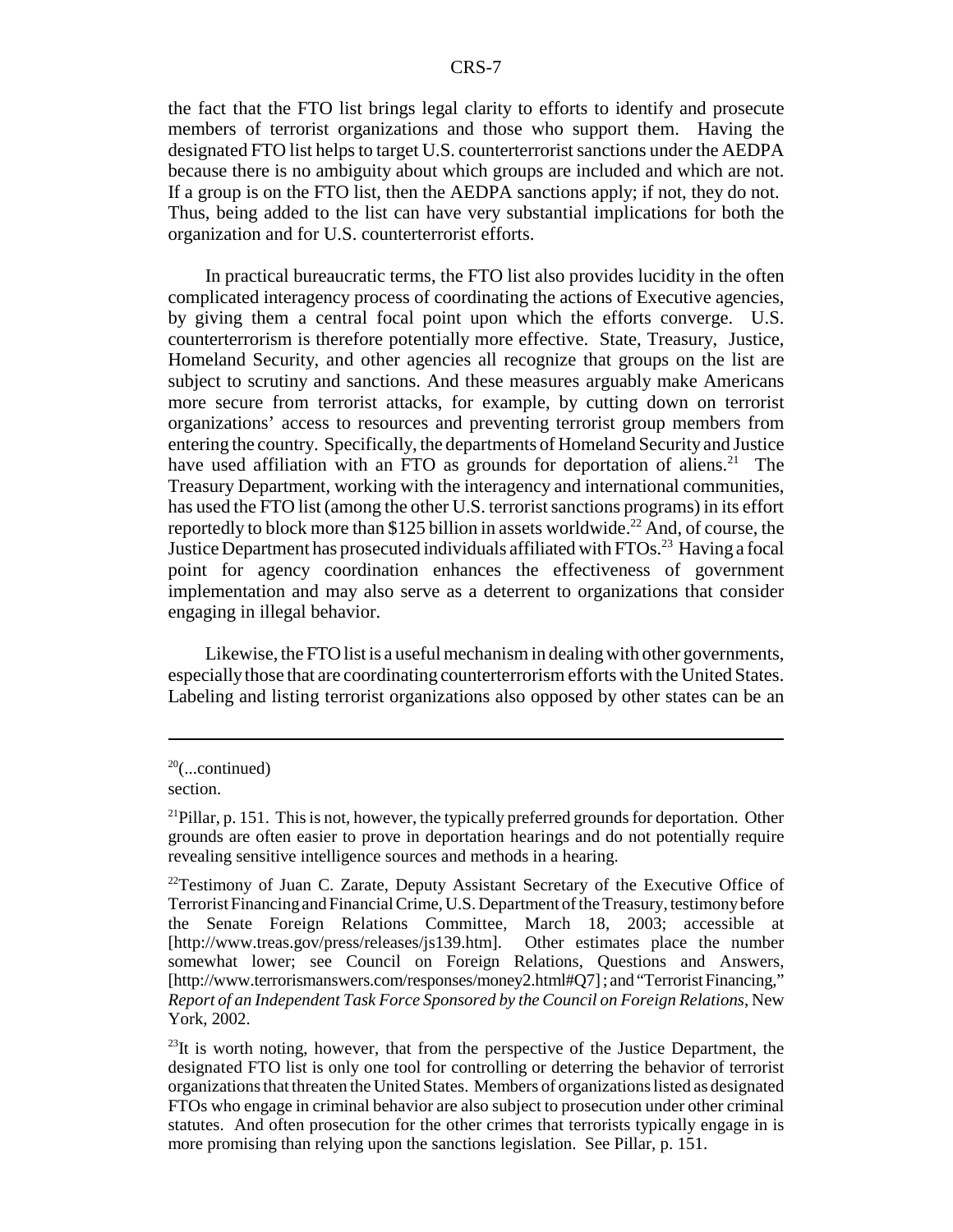the fact that the FTO list brings legal clarity to efforts to identify and prosecute members of terrorist organizations and those who support them. Having the designated FTO list helps to target U.S. counterterrorist sanctions under the AEDPA because there is no ambiguity about which groups are included and which are not. If a group is on the FTO list, then the AEDPA sanctions apply; if not, they do not. Thus, being added to the list can have very substantial implications for both the organization and for U.S. counterterrorist efforts.

In practical bureaucratic terms, the FTO list also provides lucidity in the often complicated interagency process of coordinating the actions of Executive agencies, by giving them a central focal point upon which the efforts converge. U.S. counterterrorism is therefore potentially more effective. State, Treasury, Justice, Homeland Security, and other agencies all recognize that groups on the list are subject to scrutiny and sanctions. And these measures arguably make Americans more secure from terrorist attacks, for example, by cutting down on terrorist organizations' access to resources and preventing terrorist group members from entering the country. Specifically, the departments of Homeland Security and Justice have used affiliation with an FTO as grounds for deportation of aliens.[21] The Treasury Department, working with the interagency and international communities, has used the FTO list (among the other U.S. terrorist sanctions programs) in its effort reportedly to block more than $125 billion in assets worldwide.[22] And, of course, the Justice Department has prosecuted individuals affiliated with FTOs.[23] Having a focal point for agency coordination enhances the effectiveness of government implementation and may also serve as a deterrent to organizations that consider engaging in illegal behavior.

Likewise, the FTO list is a useful mechanism in dealing with other governments, especially those that are coordinating counterterrorism efforts with the United States. Labeling and listing terrorist organizations also opposed by other states can be an

---

[20](...continued) section.

[21]Pillar, p. 151. This is not, however, the typically preferred grounds for deportation. Other grounds are often easier to prove in deportation hearings and do not potentially require revealing sensitive intelligence sources and methods in a hearing.

[22]Testimony of Juan C. Zarate, Deputy Assistant Secretary of the Executive Office of Terrorist Financing and Financial Crime, U.S. Department of the Treasury, testimony before the Senate Foreign Relations Committee, March 18, 2003; accessible at [http://www.treas.gov/press/releases/js139.htm]. Other estimates place the number somewhat lower; see Council on Foreign Relations, Questions and Answers, [http://www.terrorismanswers.com/responses/money2.html#Q7]; and "Terrorist Financing," *Report of an Independent Task Force Sponsored by the Council on Foreign Relations*, New York, 2002.

[23]It is worth noting, however, that from the perspective of the Justice Department, the designated FTO list is only one tool for controlling or deterring the behavior of terrorist organizations that threaten the United States. Members of organizations listed as designated FTOs who engage in criminal behavior are also subject to prosecution under other criminal statutes. And often prosecution for the other crimes that terrorists typically engage in is more promising than relying upon the sanctions legislation. See Pillar, p. 151.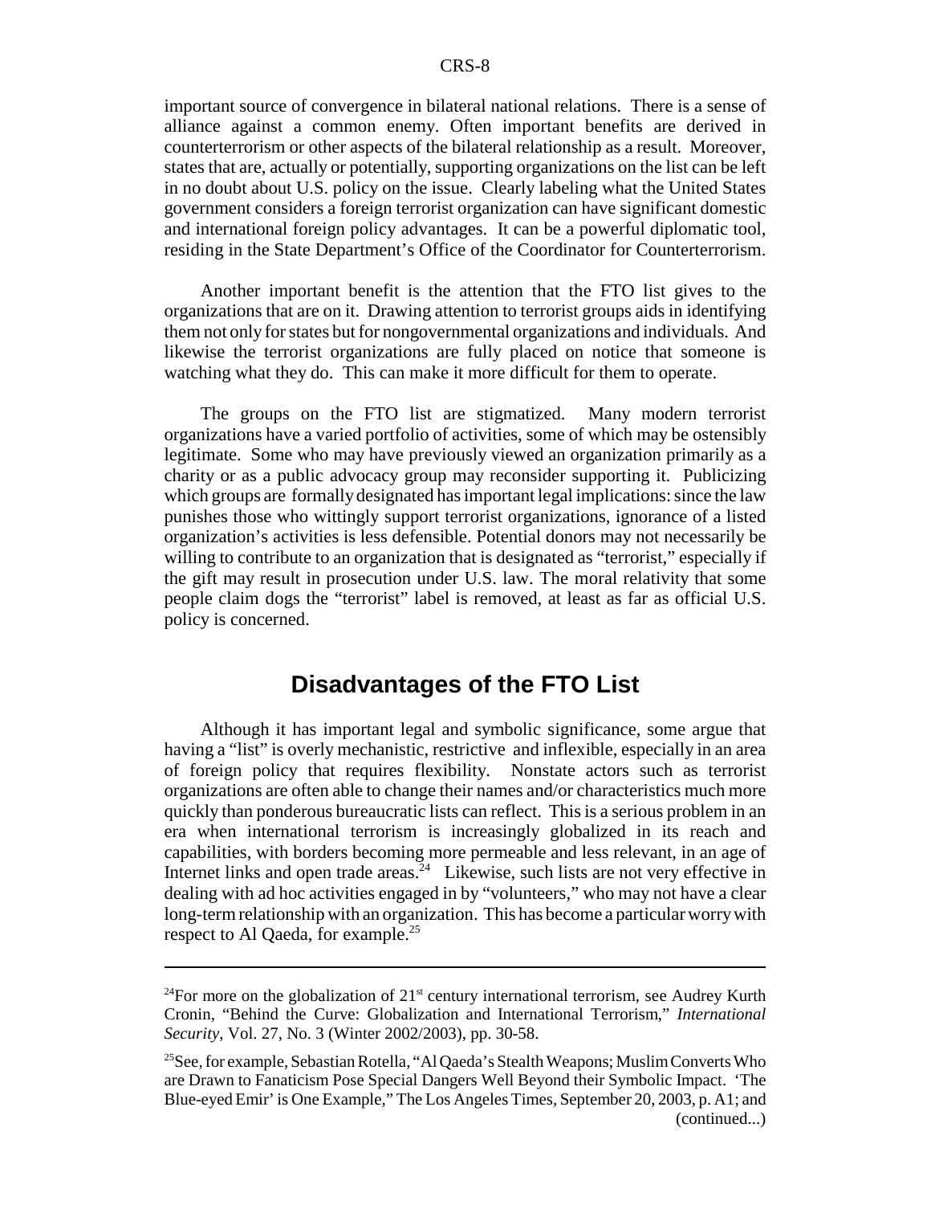important source of convergence in bilateral national relations. There is a sense of alliance against a common enemy. Often important benefits are derived in counterterrorism or other aspects of the bilateral relationship as a result. Moreover, states that are, actually or potentially, supporting organizations on the list can be left in no doubt about U.S. policy on the issue. Clearly labeling what the United States government considers a foreign terrorist organization can have significant domestic and international foreign policy advantages. It can be a powerful diplomatic tool, residing in the State Department's Office of the Coordinator for Counterterrorism.

Another important benefit is the attention that the FTO list gives to the organizations that are on it. Drawing attention to terrorist groups aids in identifying them not only for states but for nongovernmental organizations and individuals. And likewise the terrorist organizations are fully placed on notice that someone is watching what they do. This can make it more difficult for them to operate.

The groups on the FTO list are stigmatized. Many modern terrorist organizations have a varied portfolio of activities, some of which may be ostensibly legitimate. Some who may have previously viewed an organization primarily as a charity or as a public advocacy group may reconsider supporting it. Publicizing which groups are formally designated has important legal implications: since the law punishes those who wittingly support terrorist organizations, ignorance of a listed organization's activities is less defensible. Potential donors may not necessarily be willing to contribute to an organization that is designated as "terrorist," especially if the gift may result in prosecution under U.S. law. The moral relativity that some people claim dogs the "terrorist" label is removed, at least as far as official U.S. policy is concerned.

## Disadvantages of the FTO List

Although it has important legal and symbolic significance, some argue that having a "list" is overly mechanistic, restrictive and inflexible, especially in an area of foreign policy that requires flexibility. Nonstate actors such as terrorist organizations are often able to change their names and/or characteristics much more quickly than ponderous bureaucratic lists can reflect. This is a serious problem in an era when international terrorism is increasingly globalized in its reach and capabilities, with borders becoming more permeable and less relevant, in an age of Internet links and open trade areas.[24] Likewise, such lists are not very effective in dealing with ad hoc activities engaged in by "volunteers," who may not have a clear long-term relationship with an organization. This has become a particular worry with respect to Al Qaeda, for example.[25]

---

[24]For more on the globalization of 21st century international terrorism, see Audrey Kurth Cronin, "Behind the Curve: Globalization and International Terrorism," *International Security*, Vol. 27, No. 3 (Winter 2002/2003), pp. 30-58.

[25]See, for example, Sebastian Rotella, "Al Qaeda's Stealth Weapons; Muslim Converts Who are Drawn to Fanaticism Pose Special Dangers Well Beyond their Symbolic Impact. 'The Blue-eyed Emir' is One Example," The Los Angeles Times, September 20, 2003, p. A1; and (continued...)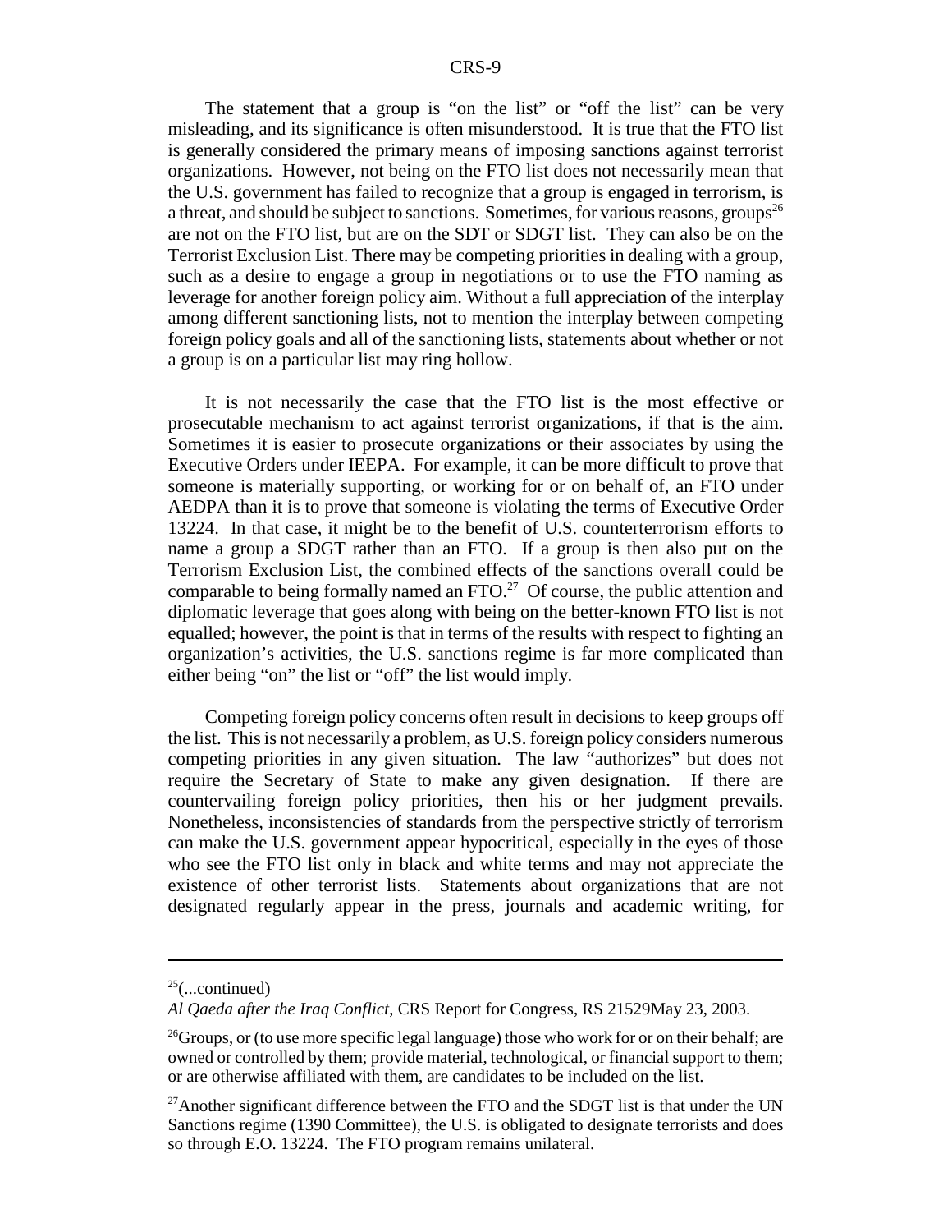The statement that a group is "on the list" or "off the list" can be very misleading, and its significance is often misunderstood. It is true that the FTO list is generally considered the primary means of imposing sanctions against terrorist organizations. However, not being on the FTO list does not necessarily mean that the U.S. government has failed to recognize that a group is engaged in terrorism, is a threat, and should be subject to sanctions. Sometimes, for various reasons, groups[26] are not on the FTO list, but are on the SDT or SDGT list. They can also be on the Terrorist Exclusion List. There may be competing priorities in dealing with a group, such as a desire to engage a group in negotiations or to use the FTO naming as leverage for another foreign policy aim. Without a full appreciation of the interplay among different sanctioning lists, not to mention the interplay between competing foreign policy goals and all of the sanctioning lists, statements about whether or not a group is on a particular list may ring hollow.

It is not necessarily the case that the FTO list is the most effective or prosecutable mechanism to act against terrorist organizations, if that is the aim. Sometimes it is easier to prosecute organizations or their associates by using the Executive Orders under IEEPA. For example, it can be more difficult to prove that someone is materially supporting, or working for or on behalf of, an FTO under AEDPA than it is to prove that someone is violating the terms of Executive Order 13224. In that case, it might be to the benefit of U.S. counterterrorism efforts to name a group a SDGT rather than an FTO. If a group is then also put on the Terrorism Exclusion List, the combined effects of the sanctions overall could be comparable to being formally named an FTO.[27] Of course, the public attention and diplomatic leverage that goes along with being on the better-known FTO list is not equalled; however, the point is that in terms of the results with respect to fighting an organization's activities, the U.S. sanctions regime is far more complicated than either being "on" the list or "off" the list would imply.

Competing foreign policy concerns often result in decisions to keep groups off the list. This is not necessarily a problem, as U.S. foreign policy considers numerous competing priorities in any given situation. The law "authorizes" but does not require the Secretary of State to make any given designation. If there are countervailing foreign policy priorities, then his or her judgment prevails. Nonetheless, inconsistencies of standards from the perspective strictly of terrorism can make the U.S. government appear hypocritical, especially in the eyes of those who see the FTO list only in black and white terms and may not appreciate the existence of other terrorist lists. Statements about organizations that are not designated regularly appear in the press, journals and academic writing, for

---

[25](...continued)
*Al Qaeda after the Iraq Conflict*, CRS Report for Congress, RS 21529May 23, 2003.

[26]Groups, or (to use more specific legal language) those who work for or on their behalf; are owned or controlled by them; provide material, technological, or financial support to them; or are otherwise affiliated with them, are candidates to be included on the list.

[27]Another significant difference between the FTO and the SDGT list is that under the UN Sanctions regime (1390 Committee), the U.S. is obligated to designate terrorists and does so through E.O. 13224. The FTO program remains unilateral.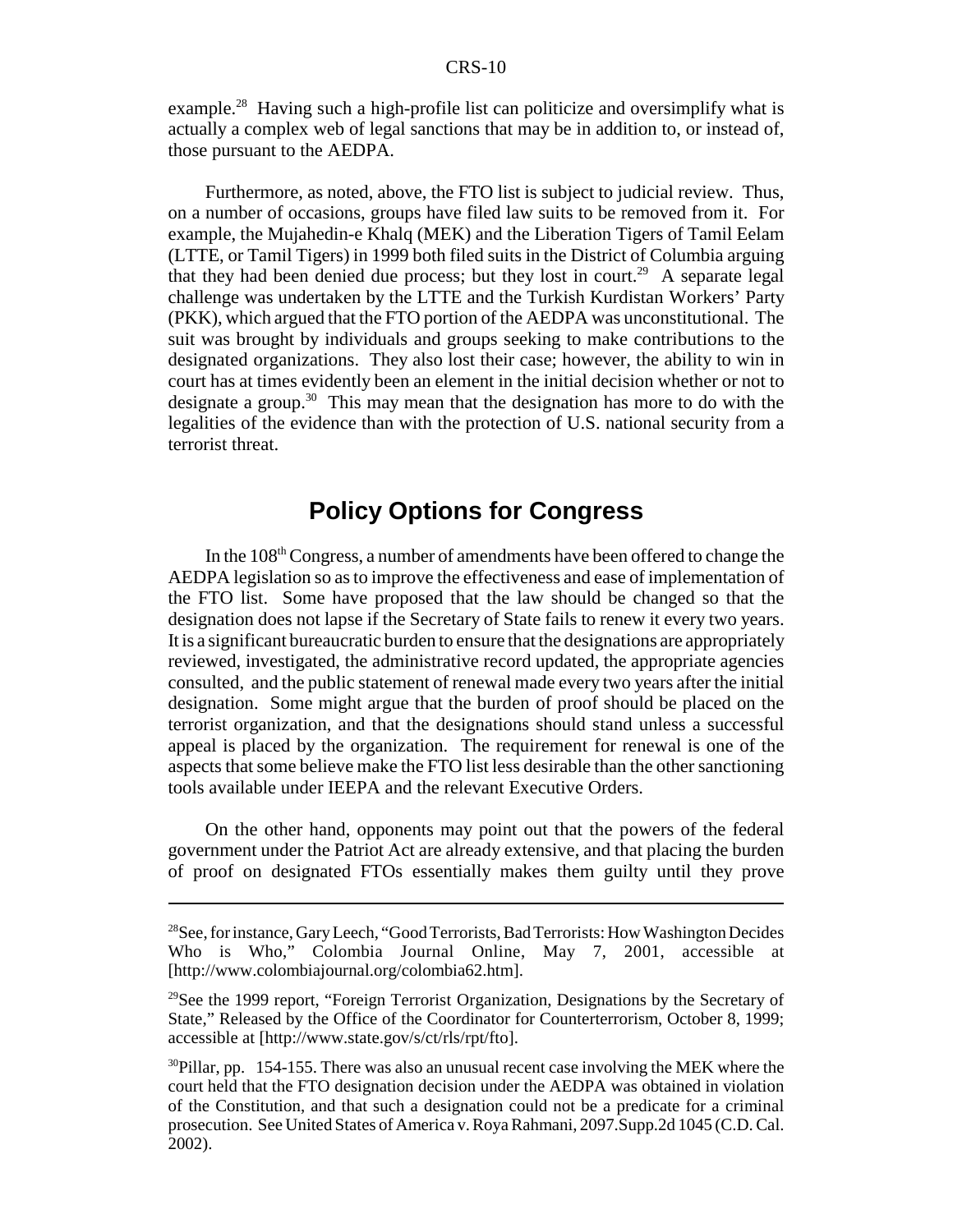example.[28] Having such a high-profile list can politicize and oversimplify what is actually a complex web of legal sanctions that may be in addition to, or instead of, those pursuant to the AEDPA.

Furthermore, as noted, above, the FTO list is subject to judicial review. Thus, on a number of occasions, groups have filed law suits to be removed from it. For example, the Mujahedin-e Khalq (MEK) and the Liberation Tigers of Tamil Eelam (LTTE, or Tamil Tigers) in 1999 both filed suits in the District of Columbia arguing that they had been denied due process; but they lost in court.[29] A separate legal challenge was undertaken by the LTTE and the Turkish Kurdistan Workers' Party (PKK), which argued that the FTO portion of the AEDPA was unconstitutional. The suit was brought by individuals and groups seeking to make contributions to the designated organizations. They also lost their case; however, the ability to win in court has at times evidently been an element in the initial decision whether or not to designate a group.[30] This may mean that the designation has more to do with the legalities of the evidence than with the protection of U.S. national security from a terrorist threat.

## Policy Options for Congress

In the 108[th] Congress, a number of amendments have been offered to change the AEDPA legislation so as to improve the effectiveness and ease of implementation of the FTO list. Some have proposed that the law should be changed so that the designation does not lapse if the Secretary of State fails to renew it every two years. It is a significant bureaucratic burden to ensure that the designations are appropriately reviewed, investigated, the administrative record updated, the appropriate agencies consulted, and the public statement of renewal made every two years after the initial designation. Some might argue that the burden of proof should be placed on the terrorist organization, and that the designations should stand unless a successful appeal is placed by the organization. The requirement for renewal is one of the aspects that some believe make the FTO list less desirable than the other sanctioning tools available under IEEPA and the relevant Executive Orders.

On the other hand, opponents may point out that the powers of the federal government under the Patriot Act are already extensive, and that placing the burden of proof on designated FTOs essentially makes them guilty until they prove

---

[28] See, for instance, Gary Leech, "Good Terrorists, Bad Terrorists: How Washington Decides Who is Who," Colombia Journal Online, May 7, 2001, accessible at [http://www.colombiajournal.org/colombia62.htm].

[29] See the 1999 report, "Foreign Terrorist Organization, Designations by the Secretary of State," Released by the Office of the Coordinator for Counterterrorism, October 8, 1999; accessible at [http://www.state.gov/s/ct/rls/rpt/fto].

[30] Pillar, pp. 154-155. There was also an unusual recent case involving the MEK where the court held that the FTO designation decision under the AEDPA was obtained in violation of the Constitution, and that such a designation could not be a predicate for a criminal prosecution. See United States of America v. Roya Rahmani, 2097.Supp.2d 1045 (C.D. Cal. 2002).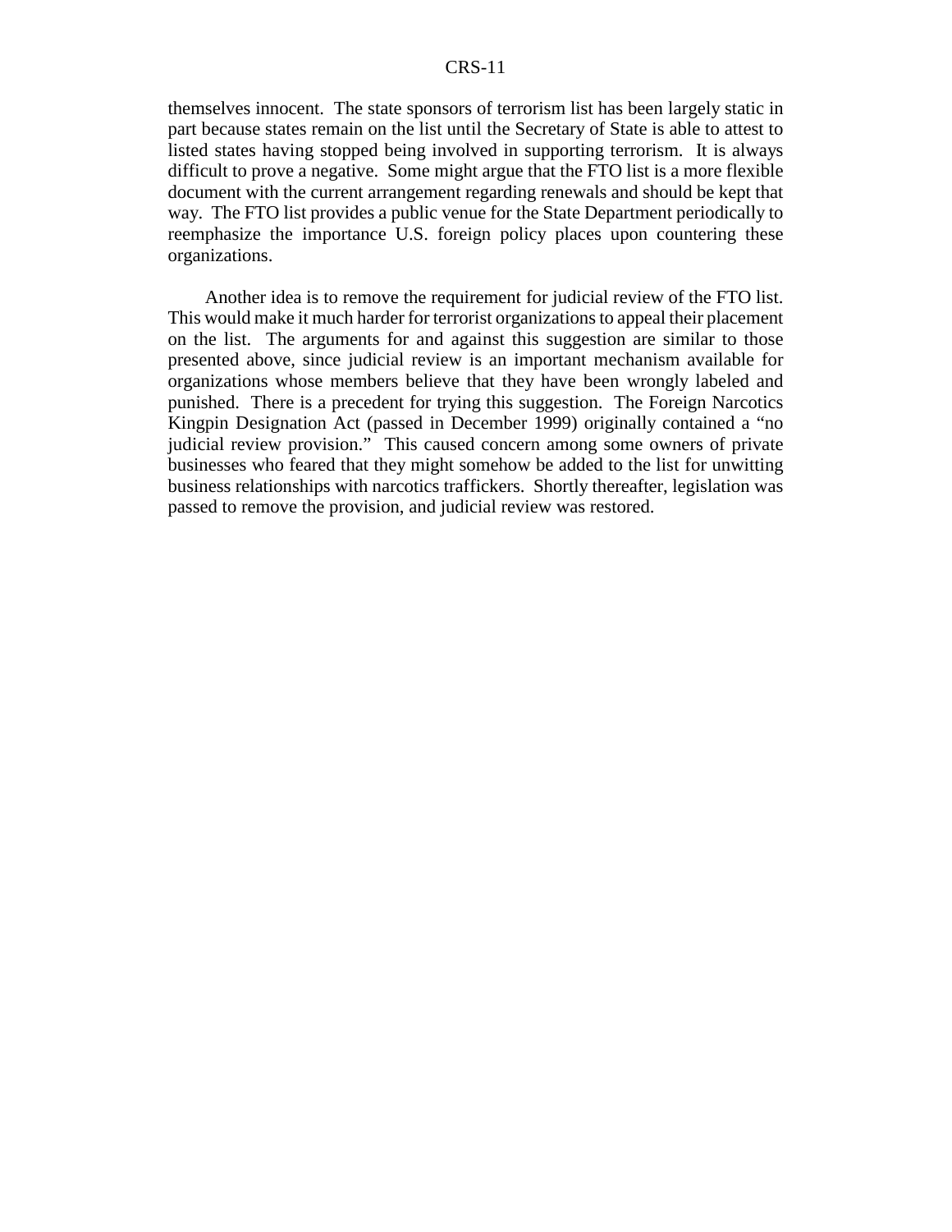themselves innocent. The state sponsors of terrorism list has been largely static in part because states remain on the list until the Secretary of State is able to attest to listed states having stopped being involved in supporting terrorism. It is always difficult to prove a negative. Some might argue that the FTO list is a more flexible document with the current arrangement regarding renewals and should be kept that way. The FTO list provides a public venue for the State Department periodically to reemphasize the importance U.S. foreign policy places upon countering these organizations.

Another idea is to remove the requirement for judicial review of the FTO list. This would make it much harder for terrorist organizations to appeal their placement on the list. The arguments for and against this suggestion are similar to those presented above, since judicial review is an important mechanism available for organizations whose members believe that they have been wrongly labeled and punished. There is a precedent for trying this suggestion. The Foreign Narcotics Kingpin Designation Act (passed in December 1999) originally contained a "no judicial review provision." This caused concern among some owners of private businesses who feared that they might somehow be added to the list for unwitting business relationships with narcotics traffickers. Shortly thereafter, legislation was passed to remove the provision, and judicial review was restored.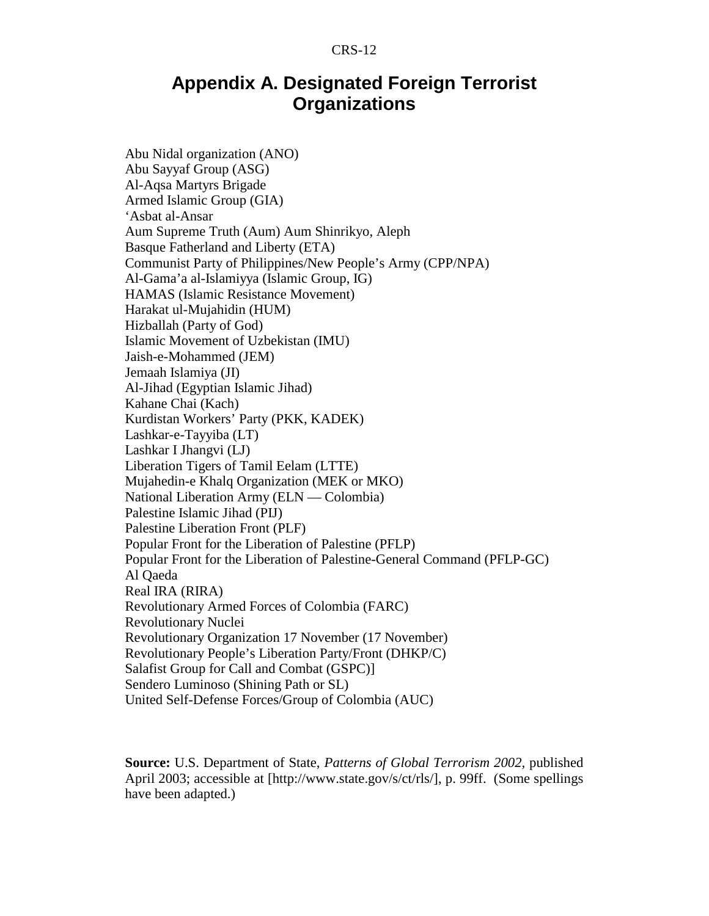# Appendix A. Designated Foreign Terrorist Organizations

Abu Nidal organization (ANO)
Abu Sayyaf Group (ASG)
Al-Aqsa Martyrs Brigade
Armed Islamic Group (GIA)
'Asbat al-Ansar
Aum Supreme Truth (Aum) Aum Shinrikyo, Aleph
Basque Fatherland and Liberty (ETA)
Communist Party of Philippines/New People's Army (CPP/NPA)
Al-Gama'a al-Islamiyya (Islamic Group, IG)
HAMAS (Islamic Resistance Movement)
Harakat ul-Mujahidin (HUM)
Hizballah (Party of God)
Islamic Movement of Uzbekistan (IMU)
Jaish-e-Mohammed (JEM)
Jemaah Islamiya (JI)
Al-Jihad (Egyptian Islamic Jihad)
Kahane Chai (Kach)
Kurdistan Workers' Party (PKK, KADEK)
Lashkar-e-Tayyiba (LT)
Lashkar I Jhangvi (LJ)
Liberation Tigers of Tamil Eelam (LTTE)
Mujahedin-e Khalq Organization (MEK or MKO)
National Liberation Army (ELN — Colombia)
Palestine Islamic Jihad (PIJ)
Palestine Liberation Front (PLF)
Popular Front for the Liberation of Palestine (PFLP)
Popular Front for the Liberation of Palestine-General Command (PFLP-GC)
Al Qaeda
Real IRA (RIRA)
Revolutionary Armed Forces of Colombia (FARC)
Revolutionary Nuclei
Revolutionary Organization 17 November (17 November)
Revolutionary People's Liberation Party/Front (DHKP/C)
Salafist Group for Call and Combat (GSPC)]
Sendero Luminoso (Shining Path or SL)
United Self-Defense Forces/Group of Colombia (AUC)

**Source:** U.S. Department of State, *Patterns of Global Terrorism 2002*, published April 2003; accessible at [http://www.state.gov/s/ct/rls/], p. 99ff. (Some spellings have been adapted.)